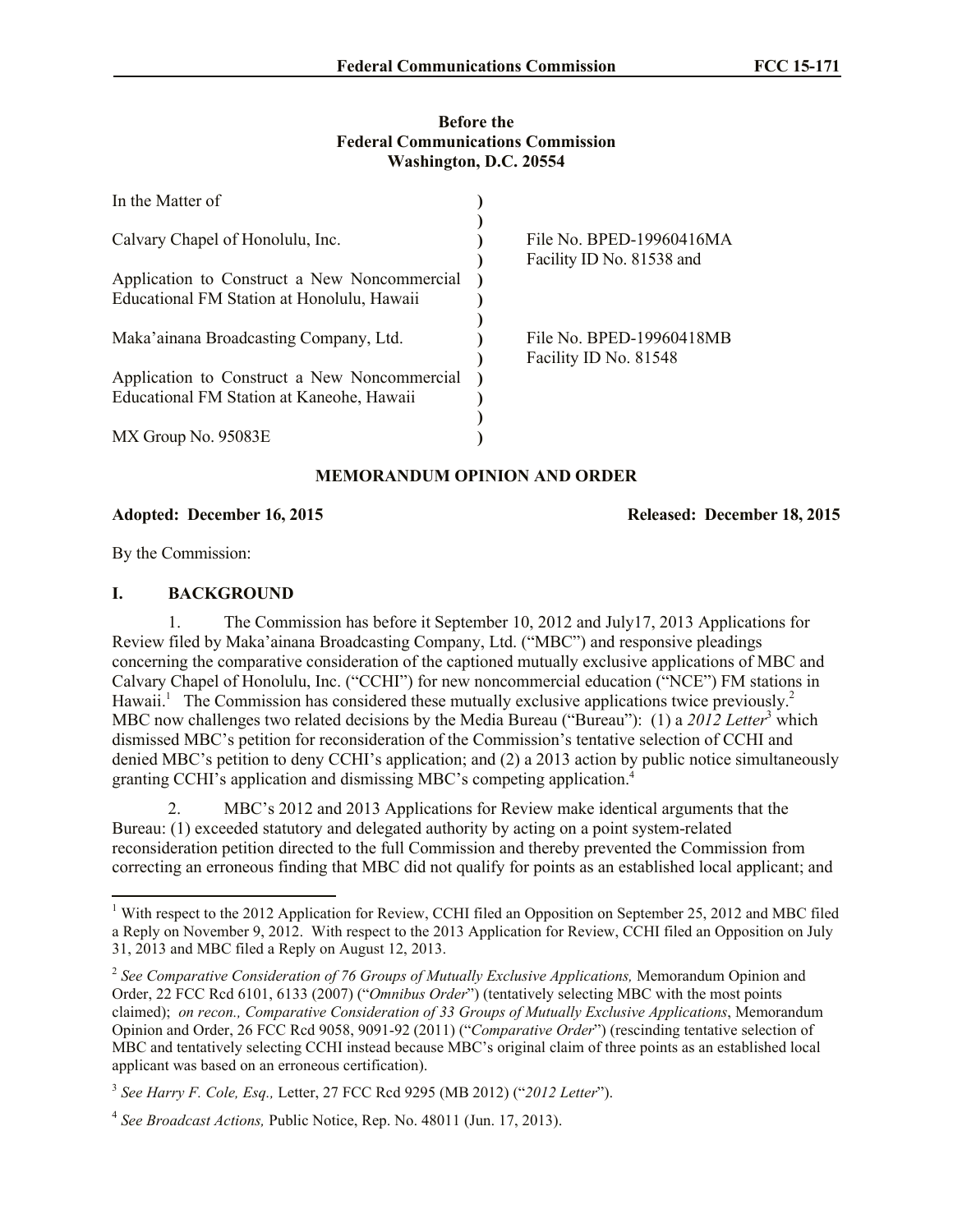**Before the**
**Federal Communications Commission**
**Washington, D.C. 20554**

| | | |
|---|---|---|
| In the Matter of | ) | |
| | ) | |
| Calvary Chapel of Honolulu, Inc. | ) | File No. BPED-19960416MA |
| | ) | Facility ID No. 81538 and |
| Application to Construct a New Noncommercial Educational FM Station at Honolulu, Hawaii | ) | |
| | ) | |
| Maka'ainana Broadcasting Company, Ltd. | ) | File No. BPED-19960418MB |
| | ) | Facility ID No. 81548 |
| Application to Construct a New Noncommercial Educational FM Station at Kaneohe, Hawaii | ) | |
| | ) | |
| MX Group No. 95083E | ) | |

## MEMORANDUM OPINION AND ORDER

**Adopted: December 16, 2015** **Released: December 18, 2015**

By the Commission:

## I. BACKGROUND

1. The Commission has before it September 10, 2012 and July17, 2013 Applications for Review filed by Maka'ainana Broadcasting Company, Ltd. ("MBC") and responsive pleadings concerning the comparative consideration of the captioned mutually exclusive applications of MBC and Calvary Chapel of Honolulu, Inc. ("CCHI") for new noncommercial education ("NCE") FM stations in Hawaii.[1] The Commission has considered these mutually exclusive applications twice previously.[2] MBC now challenges two related decisions by the Media Bureau ("Bureau"): (1) a *2012 Letter*[3] which dismissed MBC's petition for reconsideration of the Commission's tentative selection of CCHI and denied MBC's petition to deny CCHI's application; and (2) a 2013 action by public notice simultaneously granting CCHI's application and dismissing MBC's competing application.[4]

2. MBC's 2012 and 2013 Applications for Review make identical arguments that the Bureau: (1) exceeded statutory and delegated authority by acting on a point system-related reconsideration petition directed to the full Commission and thereby prevented the Commission from correcting an erroneous finding that MBC did not qualify for points as an established local applicant; and

[1] With respect to the 2012 Application for Review, CCHI filed an Opposition on September 25, 2012 and MBC filed a Reply on November 9, 2012. With respect to the 2013 Application for Review, CCHI filed an Opposition on July 31, 2013 and MBC filed a Reply on August 12, 2013.

[2] *See Comparative Consideration of 76 Groups of Mutually Exclusive Applications,* Memorandum Opinion and Order, 22 FCC Rcd 6101, 6133 (2007) ("*Omnibus Order*") (tentatively selecting MBC with the most points claimed); *on recon., Comparative Consideration of 33 Groups of Mutually Exclusive Applications*, Memorandum Opinion and Order, 26 FCC Rcd 9058, 9091-92 (2011) ("*Comparative Order*") (rescinding tentative selection of MBC and tentatively selecting CCHI instead because MBC's original claim of three points as an established local applicant was based on an erroneous certification).

[3] *See Harry F. Cole, Esq.,* Letter, 27 FCC Rcd 9295 (MB 2012) ("*2012 Letter*").

[4] *See Broadcast Actions,* Public Notice, Rep. No. 48011 (Jun. 17, 2013).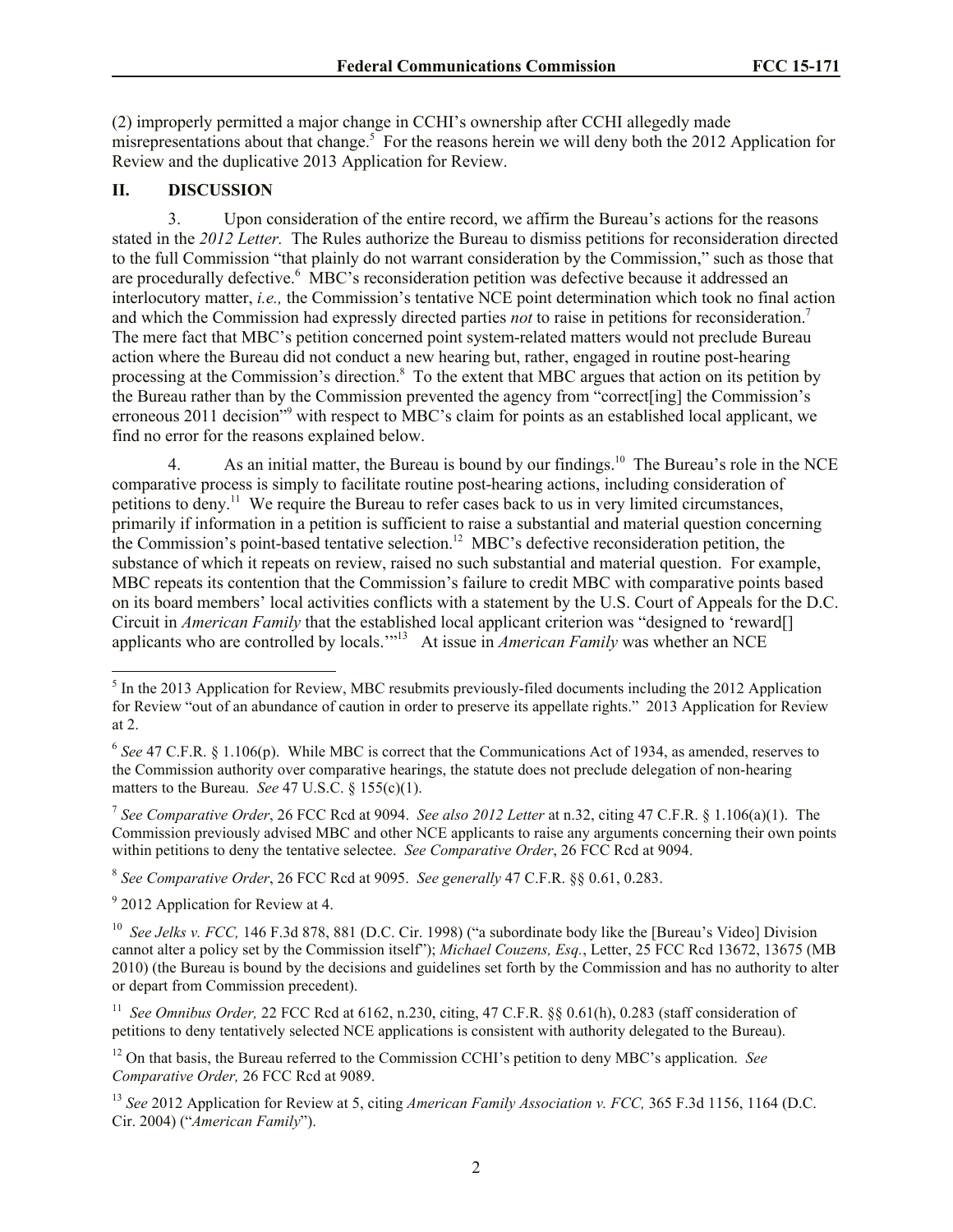(2) improperly permitted a major change in CCHI's ownership after CCHI allegedly made misrepresentations about that change.[5] For the reasons herein we will deny both the 2012 Application for Review and the duplicative 2013 Application for Review.

## II. DISCUSSION

3. Upon consideration of the entire record, we affirm the Bureau's actions for the reasons stated in the *2012 Letter.* The Rules authorize the Bureau to dismiss petitions for reconsideration directed to the full Commission "that plainly do not warrant consideration by the Commission," such as those that are procedurally defective.[6] MBC's reconsideration petition was defective because it addressed an interlocutory matter, *i.e.,* the Commission's tentative NCE point determination which took no final action and which the Commission had expressly directed parties *not* to raise in petitions for reconsideration.[7] The mere fact that MBC's petition concerned point system-related matters would not preclude Bureau action where the Bureau did not conduct a new hearing but, rather, engaged in routine post-hearing processing at the Commission's direction.[8] To the extent that MBC argues that action on its petition by the Bureau rather than by the Commission prevented the agency from "correct[ing] the Commission's erroneous 2011 decision"[9] with respect to MBC's claim for points as an established local applicant, we find no error for the reasons explained below.

4. As an initial matter, the Bureau is bound by our findings.[10] The Bureau's role in the NCE comparative process is simply to facilitate routine post-hearing actions, including consideration of petitions to deny.[11] We require the Bureau to refer cases back to us in very limited circumstances, primarily if information in a petition is sufficient to raise a substantial and material question concerning the Commission's point-based tentative selection.[12] MBC's defective reconsideration petition, the substance of which it repeats on review, raised no such substantial and material question. For example, MBC repeats its contention that the Commission's failure to credit MBC with comparative points based on its board members' local activities conflicts with a statement by the U.S. Court of Appeals for the D.C. Circuit in *American Family* that the established local applicant criterion was "designed to 'reward[] applicants who are controlled by locals.'"[13] At issue in *American Family* was whether an NCE

---

[5] In the 2013 Application for Review, MBC resubmits previously-filed documents including the 2012 Application for Review "out of an abundance of caution in order to preserve its appellate rights." 2013 Application for Review at 2.

[6] *See* 47 C.F.R. § 1.106(p). While MBC is correct that the Communications Act of 1934, as amended, reserves to the Commission authority over comparative hearings, the statute does not preclude delegation of non-hearing matters to the Bureau. *See* 47 U.S.C. § 155(c)(1).

[7] *See Comparative Order*, 26 FCC Rcd at 9094. *See also 2012 Letter* at n.32, citing 47 C.F.R. § 1.106(a)(1). The Commission previously advised MBC and other NCE applicants to raise any arguments concerning their own points within petitions to deny the tentative selectee. *See Comparative Order*, 26 FCC Rcd at 9094.

[8] *See Comparative Order*, 26 FCC Rcd at 9095. *See generally* 47 C.F.R. §§ 0.61, 0.283.

[9] 2012 Application for Review at 4.

[10] *See Jelks v. FCC,* 146 F.3d 878, 881 (D.C. Cir. 1998) ("a subordinate body like the [Bureau's Video] Division cannot alter a policy set by the Commission itself"); *Michael Couzens, Esq.*, Letter, 25 FCC Rcd 13672, 13675 (MB 2010) (the Bureau is bound by the decisions and guidelines set forth by the Commission and has no authority to alter or depart from Commission precedent).

[11] *See Omnibus Order,* 22 FCC Rcd at 6162, n.230, citing, 47 C.F.R. §§ 0.61(h), 0.283 (staff consideration of petitions to deny tentatively selected NCE applications is consistent with authority delegated to the Bureau).

[12] On that basis, the Bureau referred to the Commission CCHI's petition to deny MBC's application. *See Comparative Order,* 26 FCC Rcd at 9089.

[13] *See* 2012 Application for Review at 5, citing *American Family Association v. FCC,* 365 F.3d 1156, 1164 (D.C. Cir. 2004) ("*American Family*").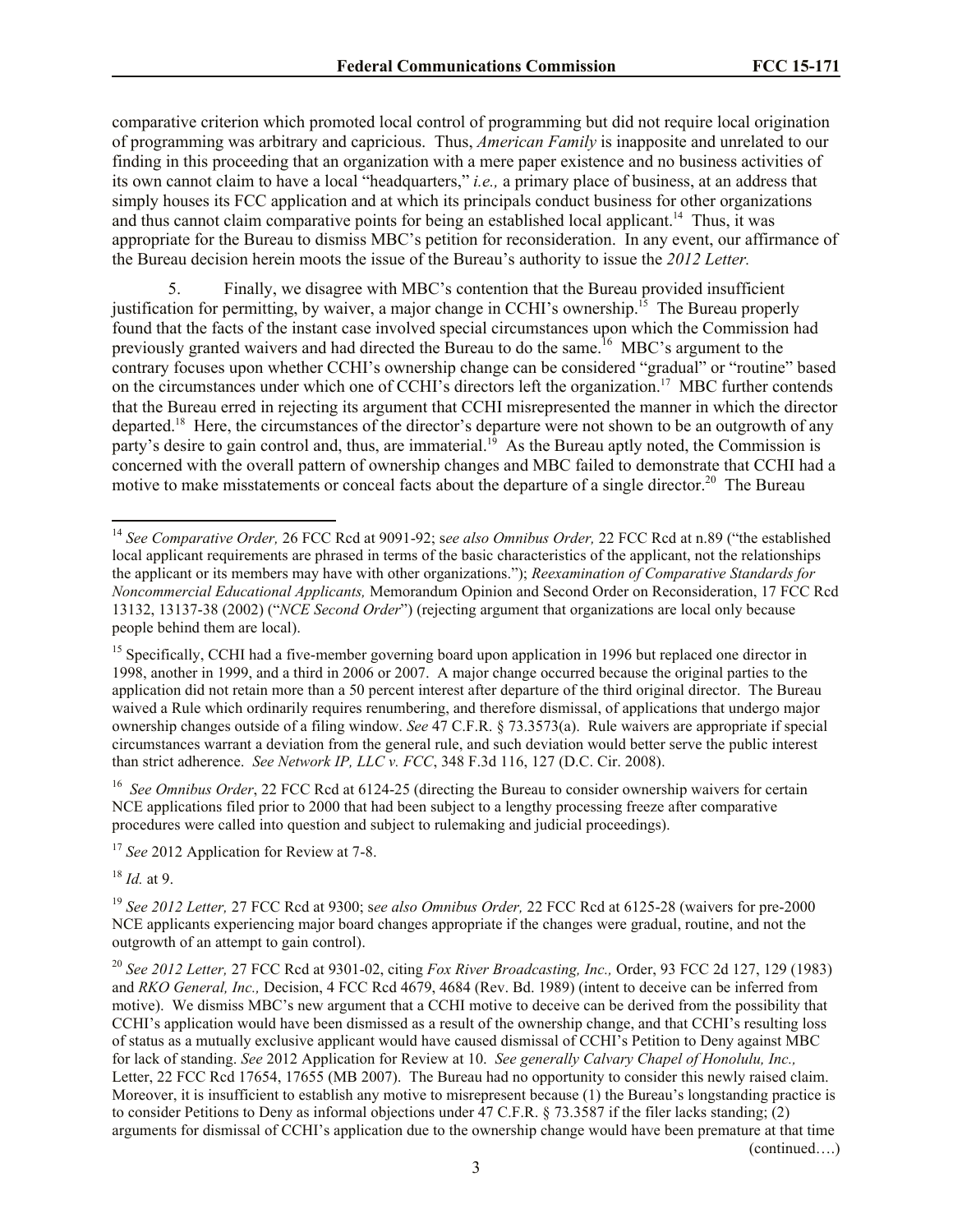comparative criterion which promoted local control of programming but did not require local origination of programming was arbitrary and capricious. Thus, *American Family* is inapposite and unrelated to our finding in this proceeding that an organization with a mere paper existence and no business activities of its own cannot claim to have a local "headquarters," *i.e.,* a primary place of business, at an address that simply houses its FCC application and at which its principals conduct business for other organizations and thus cannot claim comparative points for being an established local applicant.[14] Thus, it was appropriate for the Bureau to dismiss MBC's petition for reconsideration. In any event, our affirmance of the Bureau decision herein moots the issue of the Bureau's authority to issue the *2012 Letter.*

5. Finally, we disagree with MBC's contention that the Bureau provided insufficient justification for permitting, by waiver, a major change in CCHI's ownership.[15] The Bureau properly found that the facts of the instant case involved special circumstances upon which the Commission had previously granted waivers and had directed the Bureau to do the same.[16] MBC's argument to the contrary focuses upon whether CCHI's ownership change can be considered "gradual" or "routine" based on the circumstances under which one of CCHI's directors left the organization.[17] MBC further contends that the Bureau erred in rejecting its argument that CCHI misrepresented the manner in which the director departed.[18] Here, the circumstances of the director's departure were not shown to be an outgrowth of any party's desire to gain control and, thus, are immaterial.[19] As the Bureau aptly noted, the Commission is concerned with the overall pattern of ownership changes and MBC failed to demonstrate that CCHI had a motive to make misstatements or conceal facts about the departure of a single director.[20] The Bureau

---

[14] *See Comparative Order,* 26 FCC Rcd at 9091-92; s*ee also Omnibus Order,* 22 FCC Rcd at n.89 ("the established local applicant requirements are phrased in terms of the basic characteristics of the applicant, not the relationships the applicant or its members may have with other organizations."); *Reexamination of Comparative Standards for Noncommercial Educational Applicants,* Memorandum Opinion and Second Order on Reconsideration, 17 FCC Rcd 13132, 13137-38 (2002) ("*NCE Second Order*") (rejecting argument that organizations are local only because people behind them are local).

[15] Specifically, CCHI had a five-member governing board upon application in 1996 but replaced one director in 1998, another in 1999, and a third in 2006 or 2007. A major change occurred because the original parties to the application did not retain more than a 50 percent interest after departure of the third original director. The Bureau waived a Rule which ordinarily requires renumbering, and therefore dismissal, of applications that undergo major ownership changes outside of a filing window. *See* 47 C.F.R. § 73.3573(a). Rule waivers are appropriate if special circumstances warrant a deviation from the general rule, and such deviation would better serve the public interest than strict adherence. *See Network IP, LLC v. FCC*, 348 F.3d 116, 127 (D.C. Cir. 2008).

[16] *See Omnibus Order*, 22 FCC Rcd at 6124-25 (directing the Bureau to consider ownership waivers for certain NCE applications filed prior to 2000 that had been subject to a lengthy processing freeze after comparative procedures were called into question and subject to rulemaking and judicial proceedings).

[17] *See* 2012 Application for Review at 7-8.

[18] *Id.* at 9.

[19] *See 2012 Letter,* 27 FCC Rcd at 9300; s*ee also Omnibus Order,* 22 FCC Rcd at 6125-28 (waivers for pre-2000 NCE applicants experiencing major board changes appropriate if the changes were gradual, routine, and not the outgrowth of an attempt to gain control).

[20] *See 2012 Letter,* 27 FCC Rcd at 9301-02, citing *Fox River Broadcasting, Inc.,* Order, 93 FCC 2d 127, 129 (1983) and *RKO General, Inc.,* Decision, 4 FCC Rcd 4679, 4684 (Rev. Bd. 1989) (intent to deceive can be inferred from motive). We dismiss MBC's new argument that a CCHI motive to deceive can be derived from the possibility that CCHI's application would have been dismissed as a result of the ownership change, and that CCHI's resulting loss of status as a mutually exclusive applicant would have caused dismissal of CCHI's Petition to Deny against MBC for lack of standing. *See* 2012 Application for Review at 10. *See generally Calvary Chapel of Honolulu, Inc.,* Letter, 22 FCC Rcd 17654, 17655 (MB 2007). The Bureau had no opportunity to consider this newly raised claim. Moreover, it is insufficient to establish any motive to misrepresent because (1) the Bureau's longstanding practice is to consider Petitions to Deny as informal objections under 47 C.F.R. § 73.3587 if the filer lacks standing; (2) arguments for dismissal of CCHI's application due to the ownership change would have been premature at that time

(continued….)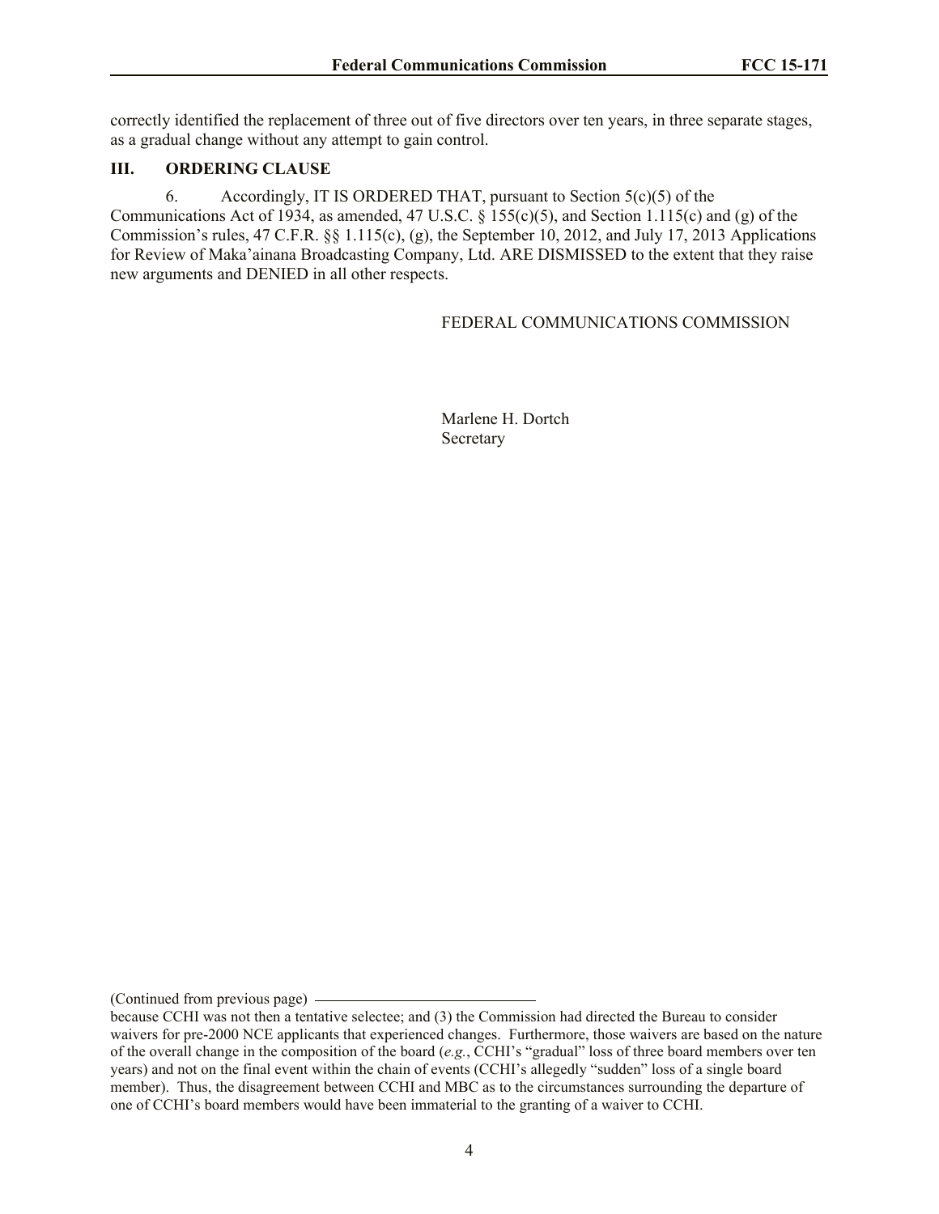correctly identified the replacement of three out of five directors over ten years, in three separate stages, as a gradual change without any attempt to gain control.

## III. ORDERING CLAUSE

6. Accordingly, IT IS ORDERED THAT, pursuant to Section 5(c)(5) of the Communications Act of 1934, as amended, 47 U.S.C. § 155(c)(5), and Section 1.115(c) and (g) of the Commission's rules, 47 C.F.R. §§ 1.115(c), (g), the September 10, 2012, and July 17, 2013 Applications for Review of Maka'ainana Broadcasting Company, Ltd. ARE DISMISSED to the extent that they raise new arguments and DENIED in all other respects.

FEDERAL COMMUNICATIONS COMMISSION

Marlene H. Dortch
Secretary

(Continued from previous page)

because CCHI was not then a tentative selectee; and (3) the Commission had directed the Bureau to consider waivers for pre-2000 NCE applicants that experienced changes. Furthermore, those waivers are based on the nature of the overall change in the composition of the board (*e.g.*, CCHI's "gradual" loss of three board members over ten years) and not on the final event within the chain of events (CCHI's allegedly "sudden" loss of a single board member). Thus, the disagreement between CCHI and MBC as to the circumstances surrounding the departure of one of CCHI's board members would have been immaterial to the granting of a waiver to CCHI.